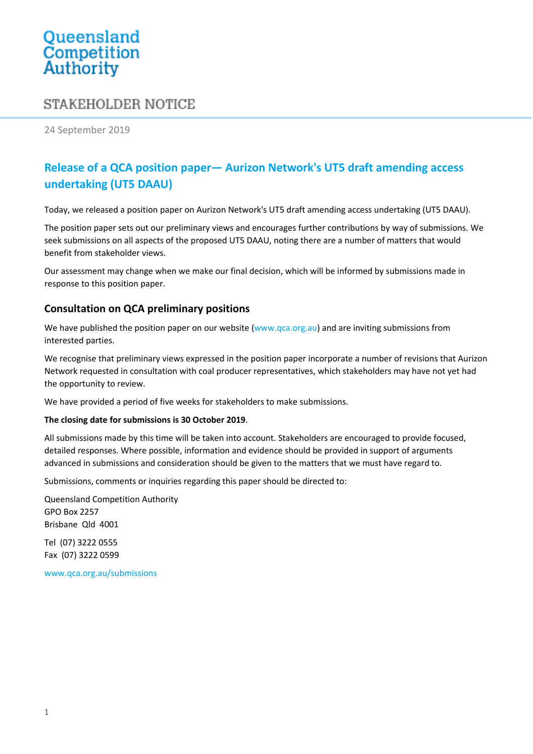Queensland Competition Authority

# STAKEHOLDER NOTICE

24 September 2019

## Release of a QCA position paper— Aurizon Network's UT5 draft amending access undertaking (UT5 DAAU)

Today, we released a position paper on Aurizon Network's UT5 draft amending access undertaking (UT5 DAAU).

The position paper sets out our preliminary views and encourages further contributions by way of submissions. We seek submissions on all aspects of the proposed UT5 DAAU, noting there are a number of matters that would benefit from stakeholder views.

Our assessment may change when we make our final decision, which will be informed by submissions made in response to this position paper.

### Consultation on QCA preliminary positions

We have published the position paper on our website (www.qca.org.au) and are inviting submissions from interested parties.

We recognise that preliminary views expressed in the position paper incorporate a number of revisions that Aurizon Network requested in consultation with coal producer representatives, which stakeholders may have not yet had the opportunity to review.

We have provided a period of five weeks for stakeholders to make submissions.

**The closing date for submissions is 30 October 2019**.

All submissions made by this time will be taken into account. Stakeholders are encouraged to provide focused, detailed responses. Where possible, information and evidence should be provided in support of arguments advanced in submissions and consideration should be given to the matters that we must have regard to.

Submissions, comments or inquiries regarding this paper should be directed to:

Queensland Competition Authority
GPO Box 2257
Brisbane Qld 4001

Tel (07) 3222 0555
Fax (07) 3222 0599

www.qca.org.au/submissions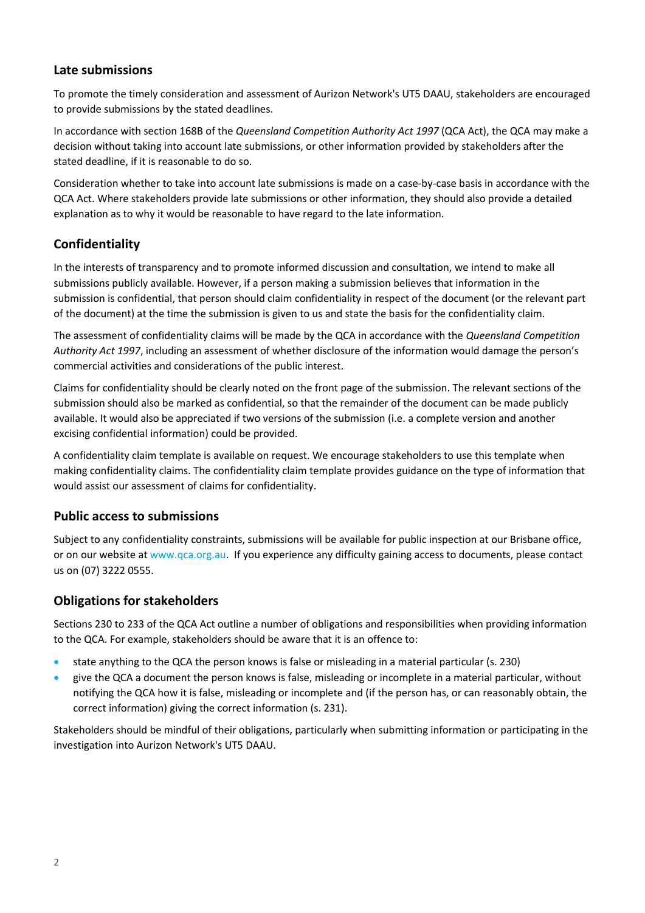## Late submissions

To promote the timely consideration and assessment of Aurizon Network's UT5 DAAU, stakeholders are encouraged to provide submissions by the stated deadlines.

In accordance with section 168B of the *Queensland Competition Authority Act 1997* (QCA Act), the QCA may make a decision without taking into account late submissions, or other information provided by stakeholders after the stated deadline, if it is reasonable to do so.

Consideration whether to take into account late submissions is made on a case-by-case basis in accordance with the QCA Act. Where stakeholders provide late submissions or other information, they should also provide a detailed explanation as to why it would be reasonable to have regard to the late information.

## Confidentiality

In the interests of transparency and to promote informed discussion and consultation, we intend to make all submissions publicly available. However, if a person making a submission believes that information in the submission is confidential, that person should claim confidentiality in respect of the document (or the relevant part of the document) at the time the submission is given to us and state the basis for the confidentiality claim.

The assessment of confidentiality claims will be made by the QCA in accordance with the *Queensland Competition Authority Act 1997*, including an assessment of whether disclosure of the information would damage the person's commercial activities and considerations of the public interest.

Claims for confidentiality should be clearly noted on the front page of the submission. The relevant sections of the submission should also be marked as confidential, so that the remainder of the document can be made publicly available. It would also be appreciated if two versions of the submission (i.e. a complete version and another excising confidential information) could be provided.

A confidentiality claim template is available on request. We encourage stakeholders to use this template when making confidentiality claims. The confidentiality claim template provides guidance on the type of information that would assist our assessment of claims for confidentiality.

## Public access to submissions

Subject to any confidentiality constraints, submissions will be available for public inspection at our Brisbane office, or on our website at www.qca.org.au. If you experience any difficulty gaining access to documents, please contact us on (07) 3222 0555.

## Obligations for stakeholders

Sections 230 to 233 of the QCA Act outline a number of obligations and responsibilities when providing information to the QCA. For example, stakeholders should be aware that it is an offence to:

- state anything to the QCA the person knows is false or misleading in a material particular (s. 230)
- give the QCA a document the person knows is false, misleading or incomplete in a material particular, without notifying the QCA how it is false, misleading or incomplete and (if the person has, or can reasonably obtain, the correct information) giving the correct information (s. 231).

Stakeholders should be mindful of their obligations, particularly when submitting information or participating in the investigation into Aurizon Network's UT5 DAAU.